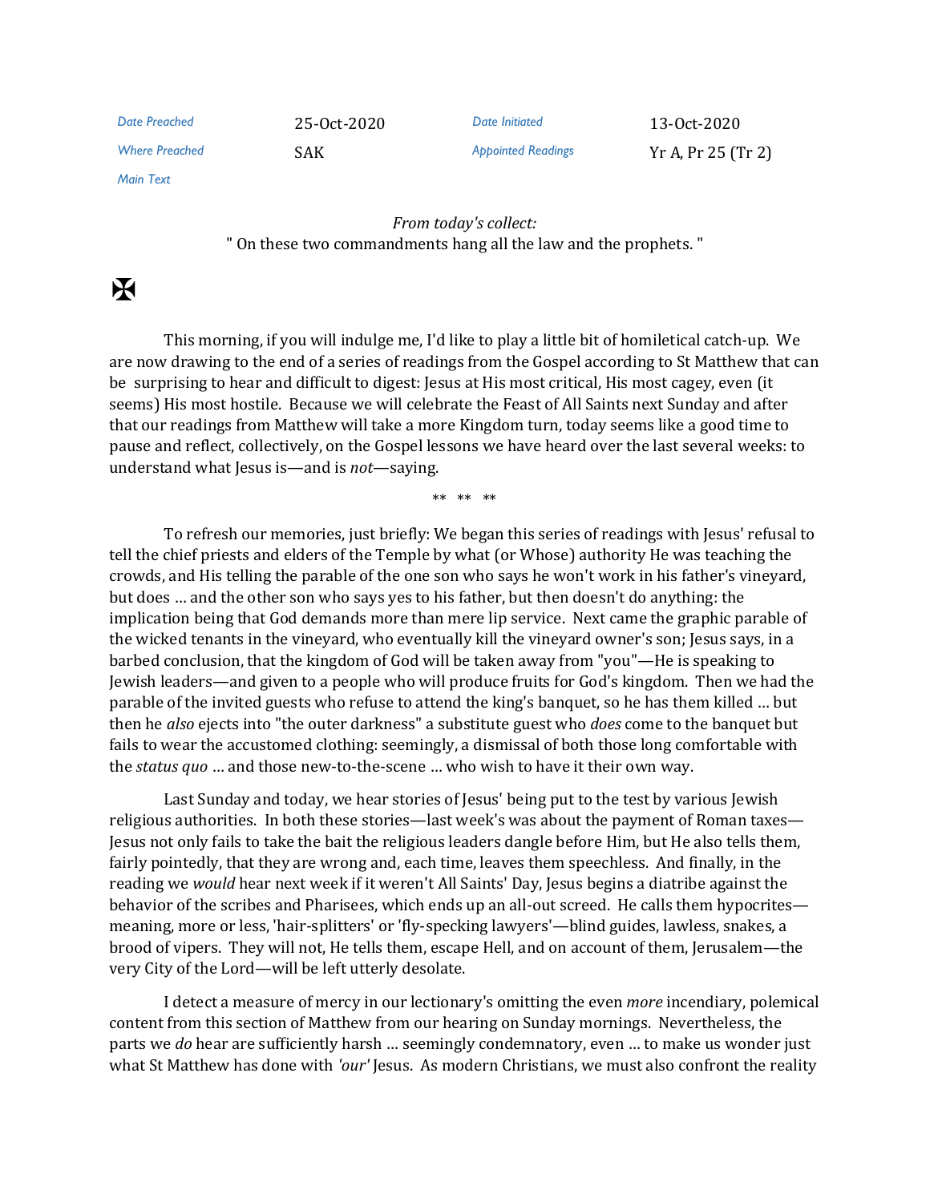| Date Preached | 25-Oct-2020 | Date Initiated | 13-Oct-2020 |
| --- | --- | --- | --- |
| Where Preached | SAK | Appointed Readings | Yr A, Pr 25 (Tr 2) |
| Main Text | | | |

*From today's collect:*
" On these two commandments hang all the law and the prophets. "

✠

This morning, if you will indulge me, I'd like to play a little bit of homiletical catch-up. We are now drawing to the end of a series of readings from the Gospel according to St Matthew that can be surprising to hear and difficult to digest: Jesus at His most critical, His most cagey, even (it seems) His most hostile. Because we will celebrate the Feast of All Saints next Sunday and after that our readings from Matthew will take a more Kingdom turn, today seems like a good time to pause and reflect, collectively, on the Gospel lessons we have heard over the last several weeks: to understand what Jesus is—and is *not*—saying.

** ** **

To refresh our memories, just briefly: We began this series of readings with Jesus' refusal to tell the chief priests and elders of the Temple by what (or Whose) authority He was teaching the crowds, and His telling the parable of the one son who says he won't work in his father's vineyard, but does … and the other son who says yes to his father, but then doesn't do anything: the implication being that God demands more than mere lip service. Next came the graphic parable of the wicked tenants in the vineyard, who eventually kill the vineyard owner's son; Jesus says, in a barbed conclusion, that the kingdom of God will be taken away from "you"—He is speaking to Jewish leaders—and given to a people who will produce fruits for God's kingdom. Then we had the parable of the invited guests who refuse to attend the king's banquet, so he has them killed … but then he *also* ejects into "the outer darkness" a substitute guest who *does* come to the banquet but fails to wear the accustomed clothing: seemingly, a dismissal of both those long comfortable with the *status quo* … and those new-to-the-scene … who wish to have it their own way.

Last Sunday and today, we hear stories of Jesus' being put to the test by various Jewish religious authorities. In both these stories—last week's was about the payment of Roman taxes—Jesus not only fails to take the bait the religious leaders dangle before Him, but He also tells them, fairly pointedly, that they are wrong and, each time, leaves them speechless. And finally, in the reading we *would* hear next week if it weren't All Saints' Day, Jesus begins a diatribe against the behavior of the scribes and Pharisees, which ends up an all-out screed. He calls them hypocrites—meaning, more or less, 'hair-splitters' or 'fly-specking lawyers'—blind guides, lawless, snakes, a brood of vipers. They will not, He tells them, escape Hell, and on account of them, Jerusalem—the very City of the Lord—will be left utterly desolate.

I detect a measure of mercy in our lectionary's omitting the even *more* incendiary, polemical content from this section of Matthew from our hearing on Sunday mornings. Nevertheless, the parts we *do* hear are sufficiently harsh … seemingly condemnatory, even … to make us wonder just what St Matthew has done with *'our'* Jesus. As modern Christians, we must also confront the reality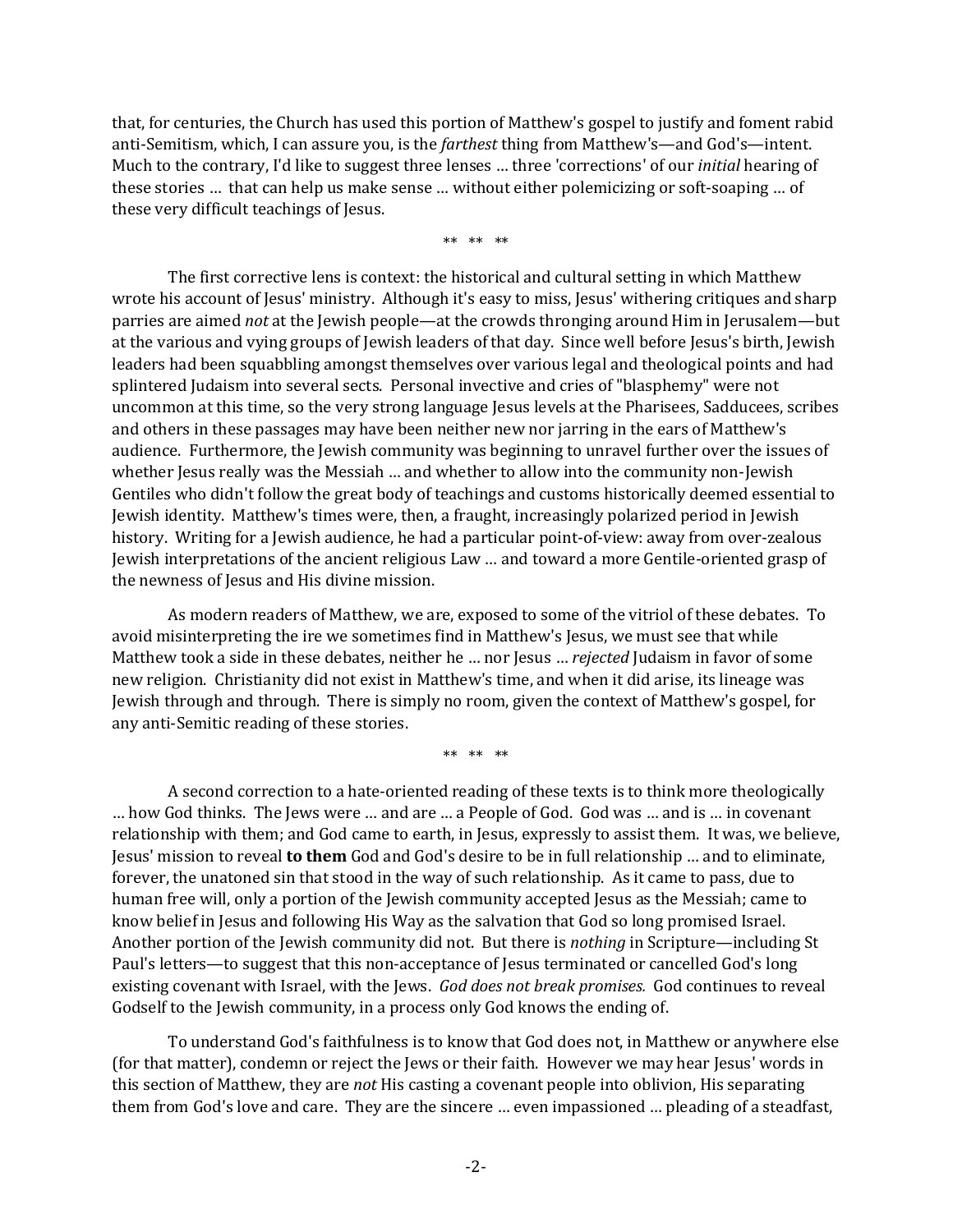that, for centuries, the Church has used this portion of Matthew's gospel to justify and foment rabid anti-Semitism, which, I can assure you, is the *farthest* thing from Matthew's—and God's—intent. Much to the contrary, I'd like to suggest three lenses … three 'corrections' of our *initial* hearing of these stories … that can help us make sense … without either polemicizing or soft-soaping … of these very difficult teachings of Jesus.

** ** **

The first corrective lens is context: the historical and cultural setting in which Matthew wrote his account of Jesus' ministry. Although it's easy to miss, Jesus' withering critiques and sharp parries are aimed *not* at the Jewish people—at the crowds thronging around Him in Jerusalem—but at the various and vying groups of Jewish leaders of that day. Since well before Jesus's birth, Jewish leaders had been squabbling amongst themselves over various legal and theological points and had splintered Judaism into several sects. Personal invective and cries of "blasphemy" were not uncommon at this time, so the very strong language Jesus levels at the Pharisees, Sadducees, scribes and others in these passages may have been neither new nor jarring in the ears of Matthew's audience. Furthermore, the Jewish community was beginning to unravel further over the issues of whether Jesus really was the Messiah … and whether to allow into the community non-Jewish Gentiles who didn't follow the great body of teachings and customs historically deemed essential to Jewish identity. Matthew's times were, then, a fraught, increasingly polarized period in Jewish history. Writing for a Jewish audience, he had a particular point-of-view: away from over-zealous Jewish interpretations of the ancient religious Law … and toward a more Gentile-oriented grasp of the newness of Jesus and His divine mission.

As modern readers of Matthew, we are, exposed to some of the vitriol of these debates. To avoid misinterpreting the ire we sometimes find in Matthew's Jesus, we must see that while Matthew took a side in these debates, neither he … nor Jesus … *rejected* Judaism in favor of some new religion. Christianity did not exist in Matthew's time, and when it did arise, its lineage was Jewish through and through. There is simply no room, given the context of Matthew's gospel, for any anti-Semitic reading of these stories.

** ** **

A second correction to a hate-oriented reading of these texts is to think more theologically … how God thinks. The Jews were … and are … a People of God. God was … and is … in covenant relationship with them; and God came to earth, in Jesus, expressly to assist them. It was, we believe, Jesus' mission to reveal **to them** God and God's desire to be in full relationship … and to eliminate, forever, the unatoned sin that stood in the way of such relationship. As it came to pass, due to human free will, only a portion of the Jewish community accepted Jesus as the Messiah; came to know belief in Jesus and following His Way as the salvation that God so long promised Israel. Another portion of the Jewish community did not. But there is *nothing* in Scripture—including St Paul's letters—to suggest that this non-acceptance of Jesus terminated or cancelled God's long existing covenant with Israel, with the Jews. *God does not break promises.* God continues to reveal Godself to the Jewish community, in a process only God knows the ending of.

To understand God's faithfulness is to know that God does not, in Matthew or anywhere else (for that matter), condemn or reject the Jews or their faith. However we may hear Jesus' words in this section of Matthew, they are *not* His casting a covenant people into oblivion, His separating them from God's love and care. They are the sincere … even impassioned … pleading of a steadfast,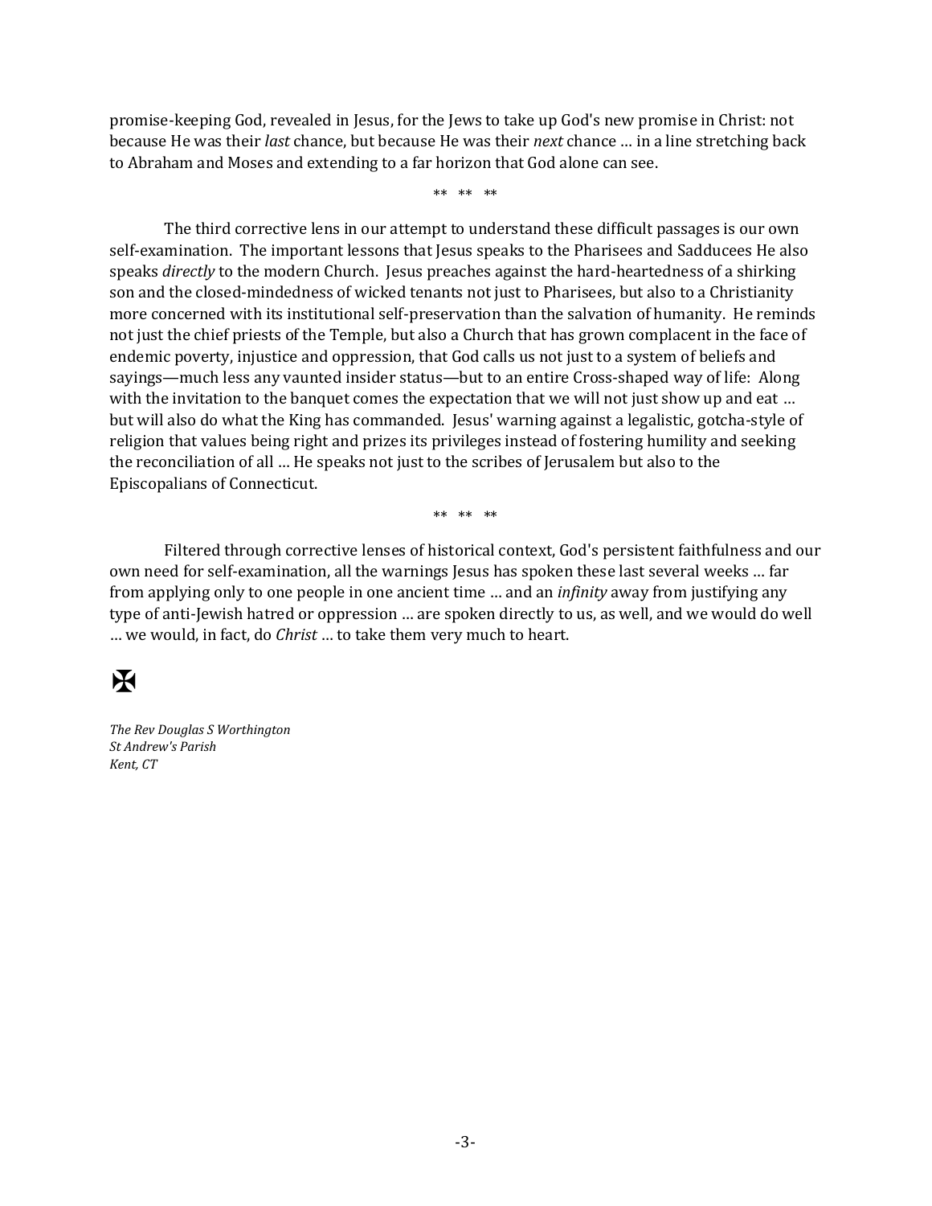promise-keeping God, revealed in Jesus, for the Jews to take up God's new promise in Christ: not because He was their *last* chance, but because He was their *next* chance … in a line stretching back to Abraham and Moses and extending to a far horizon that God alone can see.

** ** **

The third corrective lens in our attempt to understand these difficult passages is our own self-examination. The important lessons that Jesus speaks to the Pharisees and Sadducees He also speaks *directly* to the modern Church. Jesus preaches against the hard-heartedness of a shirking son and the closed-mindedness of wicked tenants not just to Pharisees, but also to a Christianity more concerned with its institutional self-preservation than the salvation of humanity. He reminds not just the chief priests of the Temple, but also a Church that has grown complacent in the face of endemic poverty, injustice and oppression, that God calls us not just to a system of beliefs and sayings—much less any vaunted insider status—but to an entire Cross-shaped way of life: Along with the invitation to the banquet comes the expectation that we will not just show up and eat … but will also do what the King has commanded. Jesus' warning against a legalistic, gotcha-style of religion that values being right and prizes its privileges instead of fostering humility and seeking the reconciliation of all … He speaks not just to the scribes of Jerusalem but also to the Episcopalians of Connecticut.

** ** **

Filtered through corrective lenses of historical context, God's persistent faithfulness and our own need for self-examination, all the warnings Jesus has spoken these last several weeks … far from applying only to one people in one ancient time … and an *infinity* away from justifying any type of anti-Jewish hatred or oppression … are spoken directly to us, as well, and we would do well … we would, in fact, do *Christ* … to take them very much to heart.

✠

*The Rev Douglas S Worthington*
*St Andrew's Parish*
*Kent, CT*